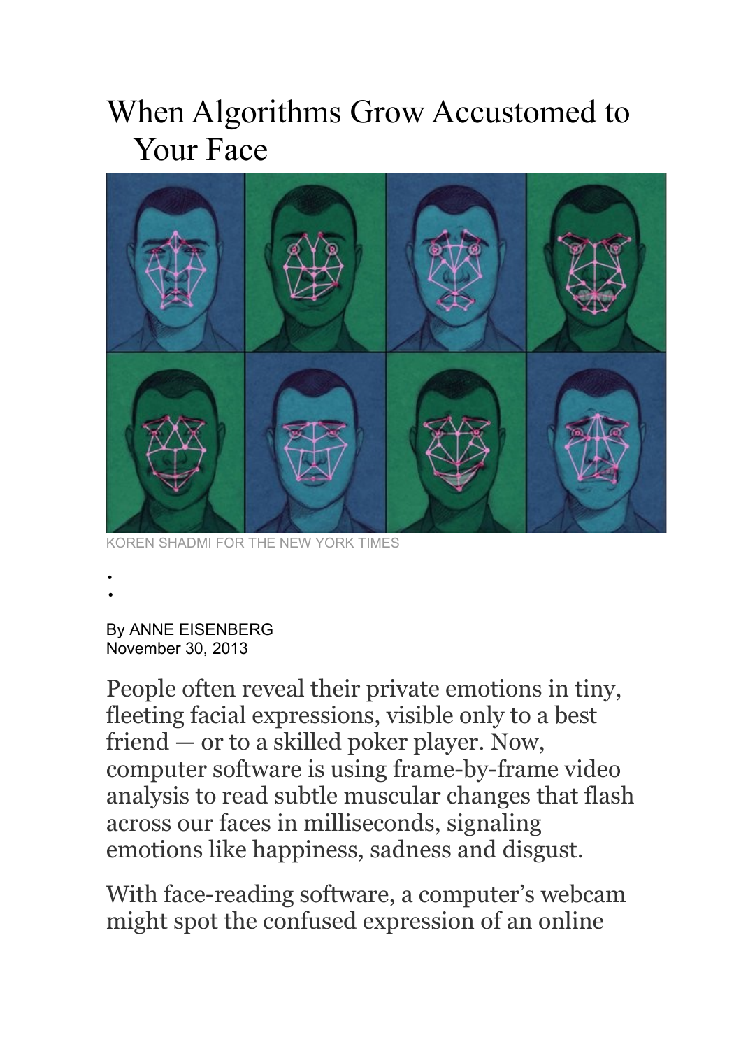# When Algorithms Grow Accustomed to Your Face

KOREN SHADMI FOR THE NEW YORK TIMES

By ANNE EISENBERG
November 30, 2013

People often reveal their private emotions in tiny, fleeting facial expressions, visible only to a best friend — or to a skilled poker player. Now, computer software is using frame-by-frame video analysis to read subtle muscular changes that flash across our faces in milliseconds, signaling emotions like happiness, sadness and disgust.

With face-reading software, a computer's webcam might spot the confused expression of an online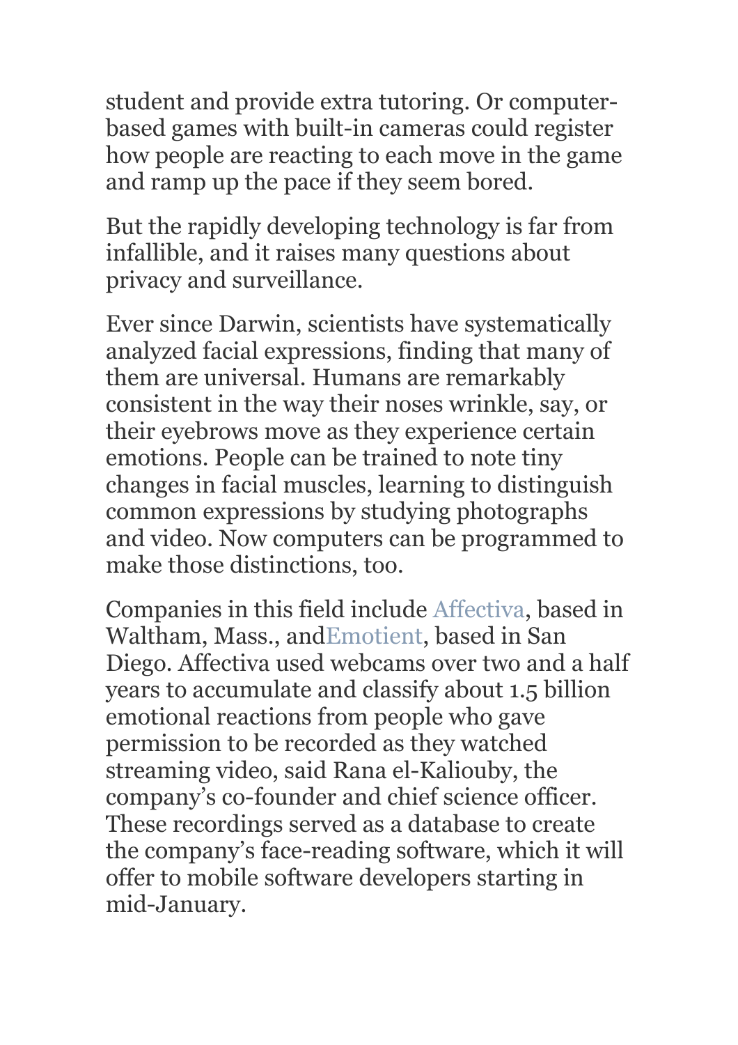student and provide extra tutoring. Or computer-based games with built-in cameras could register how people are reacting to each move in the game and ramp up the pace if they seem bored.

But the rapidly developing technology is far from infallible, and it raises many questions about privacy and surveillance.

Ever since Darwin, scientists have systematically analyzed facial expressions, finding that many of them are universal. Humans are remarkably consistent in the way their noses wrinkle, say, or their eyebrows move as they experience certain emotions. People can be trained to note tiny changes in facial muscles, learning to distinguish common expressions by studying photographs and video. Now computers can be programmed to make those distinctions, too.

Companies in this field include Affectiva, based in Waltham, Mass., andEmotient, based in San Diego. Affectiva used webcams over two and a half years to accumulate and classify about 1.5 billion emotional reactions from people who gave permission to be recorded as they watched streaming video, said Rana el-Kaliouby, the company's co-founder and chief science officer. These recordings served as a database to create the company's face-reading software, which it will offer to mobile software developers starting in mid-January.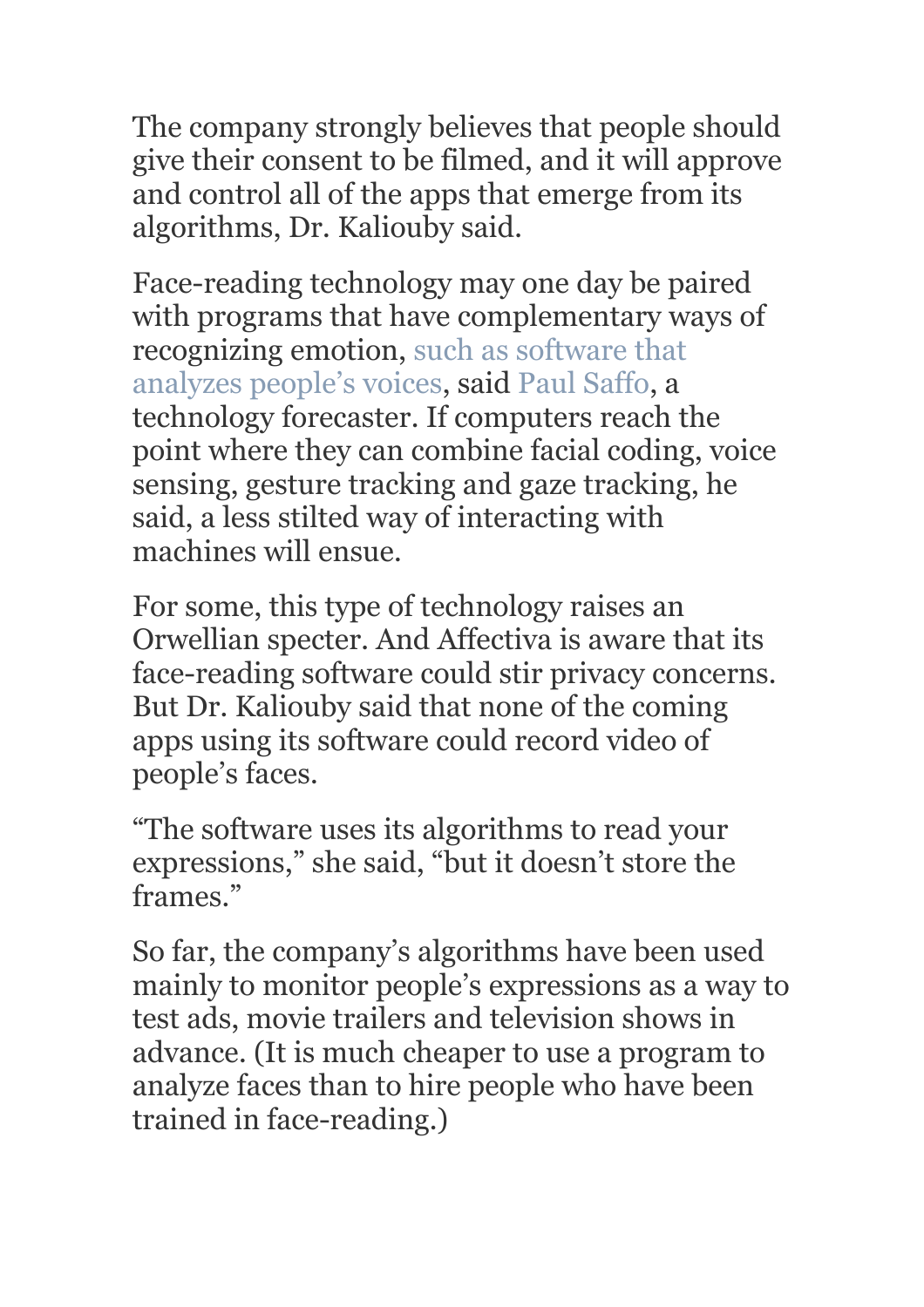The company strongly believes that people should give their consent to be filmed, and it will approve and control all of the apps that emerge from its algorithms, Dr. Kaliouby said.

Face-reading technology may one day be paired with programs that have complementary ways of recognizing emotion, such as software that analyzes people's voices, said Paul Saffo, a technology forecaster. If computers reach the point where they can combine facial coding, voice sensing, gesture tracking and gaze tracking, he said, a less stilted way of interacting with machines will ensue.

For some, this type of technology raises an Orwellian specter. And Affectiva is aware that its face-reading software could stir privacy concerns. But Dr. Kaliouby said that none of the coming apps using its software could record video of people's faces.

"The software uses its algorithms to read your expressions," she said, "but it doesn't store the frames."

So far, the company's algorithms have been used mainly to monitor people's expressions as a way to test ads, movie trailers and television shows in advance. (It is much cheaper to use a program to analyze faces than to hire people who have been trained in face-reading.)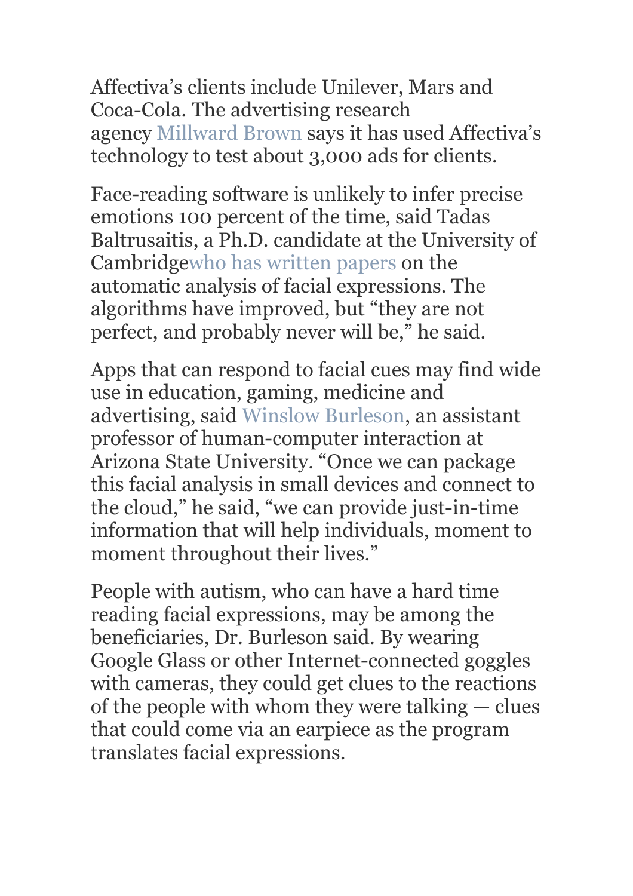Affectiva's clients include Unilever, Mars and Coca-Cola. The advertising research agency Millward Brown says it has used Affectiva's technology to test about 3,000 ads for clients.

Face-reading software is unlikely to infer precise emotions 100 percent of the time, said Tadas Baltrusaitis, a Ph.D. candidate at the University of Cambridgewho has written papers on the automatic analysis of facial expressions. The algorithms have improved, but "they are not perfect, and probably never will be," he said.

Apps that can respond to facial cues may find wide use in education, gaming, medicine and advertising, said Winslow Burleson, an assistant professor of human-computer interaction at Arizona State University. "Once we can package this facial analysis in small devices and connect to the cloud," he said, "we can provide just-in-time information that will help individuals, moment to moment throughout their lives."

People with autism, who can have a hard time reading facial expressions, may be among the beneficiaries, Dr. Burleson said. By wearing Google Glass or other Internet-connected goggles with cameras, they could get clues to the reactions of the people with whom they were talking — clues that could come via an earpiece as the program translates facial expressions.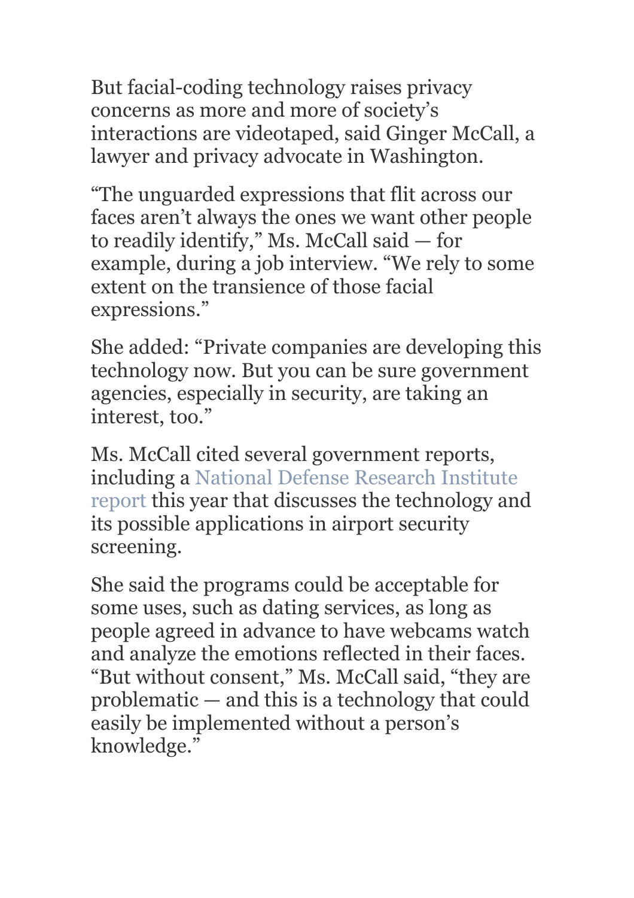But facial-coding technology raises privacy concerns as more and more of society's interactions are videotaped, said Ginger McCall, a lawyer and privacy advocate in Washington.

"The unguarded expressions that flit across our faces aren't always the ones we want other people to readily identify," Ms. McCall said — for example, during a job interview. "We rely to some extent on the transience of those facial expressions."

She added: "Private companies are developing this technology now. But you can be sure government agencies, especially in security, are taking an interest, too."

Ms. McCall cited several government reports, including a National Defense Research Institute report this year that discusses the technology and its possible applications in airport security screening.

She said the programs could be acceptable for some uses, such as dating services, as long as people agreed in advance to have webcams watch and analyze the emotions reflected in their faces. "But without consent," Ms. McCall said, "they are problematic — and this is a technology that could easily be implemented without a person's knowledge."